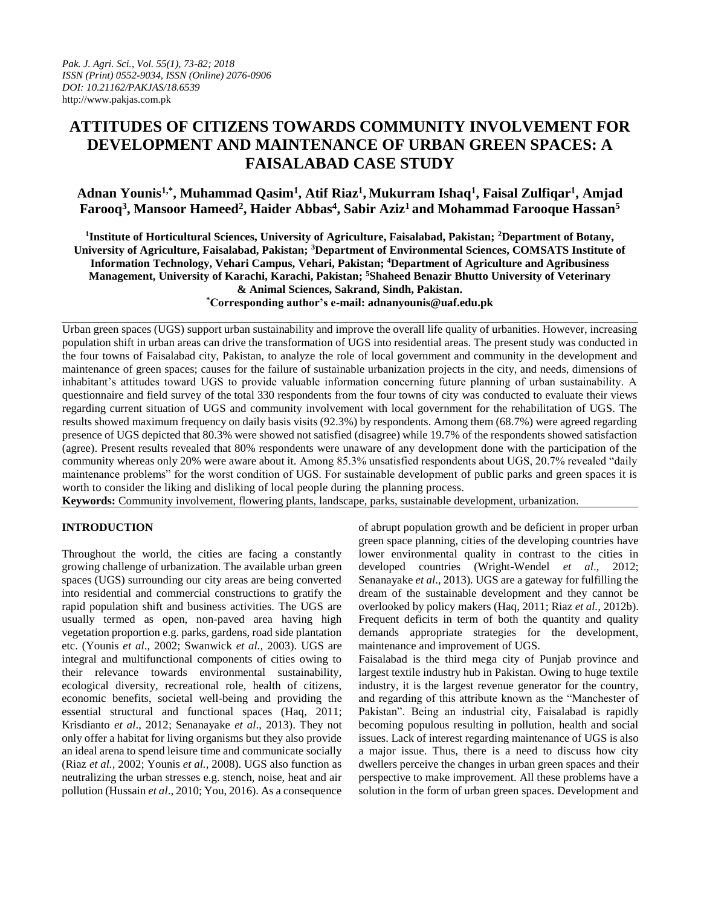*Pak. J. Agri. Sci., Vol. 55(1), 73-82; 2018*
*ISSN (Print) 0552-9034, ISSN (Online) 2076-0906*
*DOI: 10.21162/PAKJAS/18.6539*
http://www.pakjas.com.pk

# ATTITUDES OF CITIZENS TOWARDS COMMUNITY INVOLVEMENT FOR DEVELOPMENT AND MAINTENANCE OF URBAN GREEN SPACES: A FAISALABAD CASE STUDY

**Adnan Younis[1,*], Muhammad Qasim[1], Atif Riaz[1], Mukurram Ishaq[1], Faisal Zulfiqar[1], Amjad Farooq[3], Mansoor Hameed[2], Haider Abbas[4], Sabir Aziz[1] and Mohammad Farooque Hassan[5]**

**[1]Institute of Horticultural Sciences, University of Agriculture, Faisalabad, Pakistan; [2]Department of Botany, University of Agriculture, Faisalabad, Pakistan; [3]Department of Environmental Sciences, COMSATS Institute of Information Technology, Vehari Campus, Vehari, Pakistan; [4]Department of Agriculture and Agribusiness Management, University of Karachi, Karachi, Pakistan; [5]Shaheed Benazir Bhutto University of Veterinary & Animal Sciences, Sakrand, Sindh, Pakistan.**
**[*]Corresponding author's e-mail: adnanyounis@uaf.edu.pk**

Urban green spaces (UGS) support urban sustainability and improve the overall life quality of urbanities. However, increasing population shift in urban areas can drive the transformation of UGS into residential areas. The present study was conducted in the four towns of Faisalabad city, Pakistan, to analyze the role of local government and community in the development and maintenance of green spaces; causes for the failure of sustainable urbanization projects in the city, and needs, dimensions of inhabitant's attitudes toward UGS to provide valuable information concerning future planning of urban sustainability. A questionnaire and field survey of the total 330 respondents from the four towns of city was conducted to evaluate their views regarding current situation of UGS and community involvement with local government for the rehabilitation of UGS. The results showed maximum frequency on daily basis visits (92.3%) by respondents. Among them (68.7%) were agreed regarding presence of UGS depicted that 80.3% were showed not satisfied (disagree) while 19.7% of the respondents showed satisfaction (agree). Present results revealed that 80% respondents were unaware of any development done with the participation of the community whereas only 20% were aware about it. Among 85.3% unsatisfied respondents about UGS, 20.7% revealed "daily maintenance problems" for the worst condition of UGS. For sustainable development of public parks and green spaces it is worth to consider the liking and disliking of local people during the planning process.

**Keywords:** Community involvement, flowering plants, landscape, parks, sustainable development, urbanization.

## INTRODUCTION

Throughout the world, the cities are facing a constantly growing challenge of urbanization. The available urban green spaces (UGS) surrounding our city areas are being converted into residential and commercial constructions to gratify the rapid population shift and business activities. The UGS are usually termed as open, non-paved area having high vegetation proportion e.g. parks, gardens, road side plantation etc. (Younis *et al*., 2002; Swanwick *et al.,* 2003). UGS are integral and multifunctional components of cities owing to their relevance towards environmental sustainability, ecological diversity, recreational role, health of citizens, economic benefits, societal well-being and providing the essential structural and functional spaces (Haq, 2011; Krisdianto *et al*., 2012; Senanayake *et al*., 2013). They not only offer a habitat for living organisms but they also provide an ideal arena to spend leisure time and communicate socially (Riaz *et al.,* 2002; Younis *et al.*, 2008). UGS also function as neutralizing the urban stresses e.g. stench, noise, heat and air pollution (Hussain *et al*., 2010; You, 2016). As a consequence of abrupt population growth and be deficient in proper urban green space planning, cities of the developing countries have lower environmental quality in contrast to the cities in developed countries (Wright-Wendel *et al*., 2012; Senanayake *et al*., 2013). UGS are a gateway for fulfilling the dream of the sustainable development and they cannot be overlooked by policy makers (Haq, 2011; Riaz *et al.,* 2012b). Frequent deficits in term of both the quantity and quality demands appropriate strategies for the development, maintenance and improvement of UGS.

Faisalabad is the third mega city of Punjab province and largest textile industry hub in Pakistan. Owing to huge textile industry, it is the largest revenue generator for the country, and regarding of this attribute known as the "Manchester of Pakistan". Being an industrial city, Faisalabad is rapidly becoming populous resulting in pollution, health and social issues. Lack of interest regarding maintenance of UGS is also a major issue. Thus, there is a need to discuss how city dwellers perceive the changes in urban green spaces and their perspective to make improvement. All these problems have a solution in the form of urban green spaces. Development and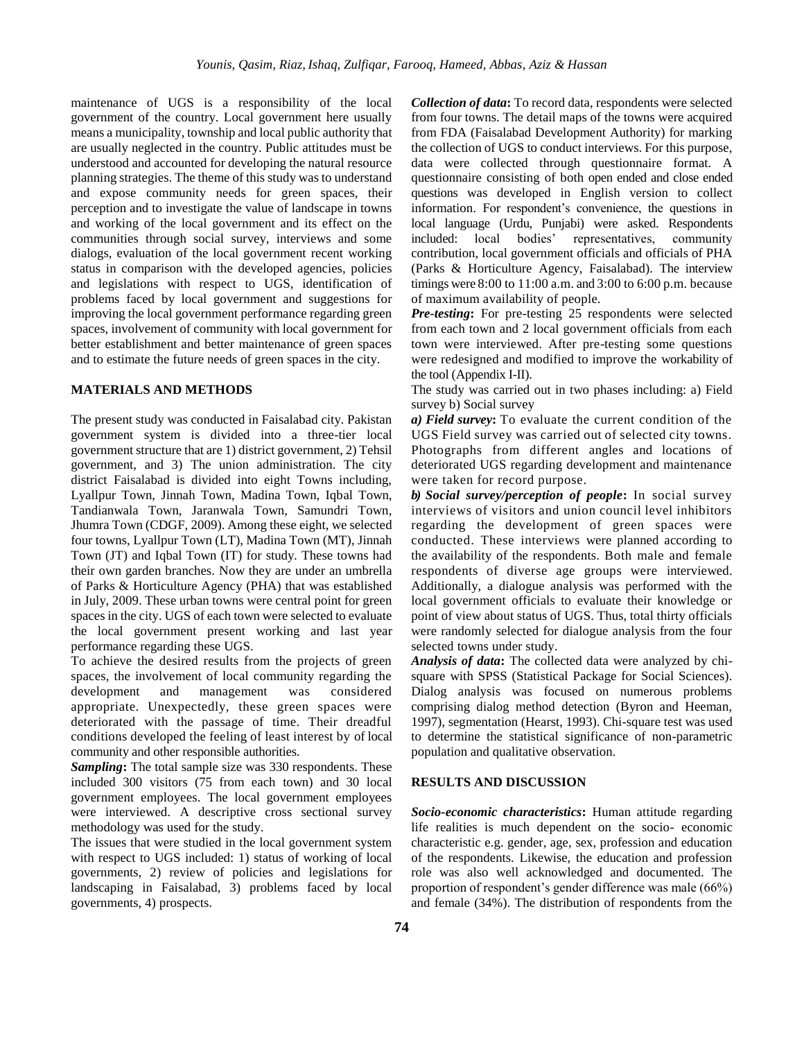maintenance of UGS is a responsibility of the local government of the country. Local government here usually means a municipality, township and local public authority that are usually neglected in the country. Public attitudes must be understood and accounted for developing the natural resource planning strategies. The theme of this study was to understand and expose community needs for green spaces, their perception and to investigate the value of landscape in towns and working of the local government and its effect on the communities through social survey, interviews and some dialogs, evaluation of the local government recent working status in comparison with the developed agencies, policies and legislations with respect to UGS, identification of problems faced by local government and suggestions for improving the local government performance regarding green spaces, involvement of community with local government for better establishment and better maintenance of green spaces and to estimate the future needs of green spaces in the city.

## MATERIALS AND METHODS

The present study was conducted in Faisalabad city. Pakistan government system is divided into a three-tier local government structure that are 1) district government, 2) Tehsil government, and 3) The union administration. The city district Faisalabad is divided into eight Towns including, Lyallpur Town, Jinnah Town, Madina Town, Iqbal Town, Tandianwala Town, Jaranwala Town, Samundri Town, Jhumra Town (CDGF, 2009). Among these eight, we selected four towns, Lyallpur Town (LT), Madina Town (MT), Jinnah Town (JT) and Iqbal Town (IT) for study. These towns had their own garden branches. Now they are under an umbrella of Parks & Horticulture Agency (PHA) that was established in July, 2009. These urban towns were central point for green spaces in the city. UGS of each town were selected to evaluate the local government present working and last year performance regarding these UGS.

To achieve the desired results from the projects of green spaces, the involvement of local community regarding the development and management was considered appropriate. Unexpectedly, these green spaces were deteriorated with the passage of time. Their dreadful conditions developed the feeling of least interest by of local community and other responsible authorities.

***Sampling*:** The total sample size was 330 respondents. These included 300 visitors (75 from each town) and 30 local government employees. The local government employees were interviewed. A descriptive cross sectional survey methodology was used for the study.

The issues that were studied in the local government system with respect to UGS included: 1) status of working of local governments, 2) review of policies and legislations for landscaping in Faisalabad, 3) problems faced by local governments, 4) prospects.

***Collection of data*:** To record data, respondents were selected from four towns. The detail maps of the towns were acquired from FDA (Faisalabad Development Authority) for marking the collection of UGS to conduct interviews. For this purpose, data were collected through questionnaire format. A questionnaire consisting of both open ended and close ended questions was developed in English version to collect information. For respondent's convenience, the questions in local language (Urdu, Punjabi) were asked. Respondents included: local bodies' representatives, community contribution, local government officials and officials of PHA (Parks & Horticulture Agency, Faisalabad). The interview timings were 8:00 to 11:00 a.m. and 3:00 to 6:00 p.m. because of maximum availability of people.

***Pre-testing*:** For pre-testing 25 respondents were selected from each town and 2 local government officials from each town were interviewed. After pre-testing some questions were redesigned and modified to improve the workability of the tool (Appendix I-II).

The study was carried out in two phases including: a) Field survey b) Social survey

***a) Field survey*:** To evaluate the current condition of the UGS Field survey was carried out of selected city towns. Photographs from different angles and locations of deteriorated UGS regarding development and maintenance were taken for record purpose.

***b) Social survey/perception of people*:** In social survey interviews of visitors and union council level inhibitors regarding the development of green spaces were conducted. These interviews were planned according to the availability of the respondents. Both male and female respondents of diverse age groups were interviewed. Additionally, a dialogue analysis was performed with the local government officials to evaluate their knowledge or point of view about status of UGS. Thus, total thirty officials were randomly selected for dialogue analysis from the four selected towns under study.

***Analysis of data*:** The collected data were analyzed by chi-square with SPSS (Statistical Package for Social Sciences). Dialog analysis was focused on numerous problems comprising dialog method detection (Byron and Heeman, 1997), segmentation (Hearst, 1993). Chi-square test was used to determine the statistical significance of non-parametric population and qualitative observation.

## RESULTS AND DISCUSSION

***Socio-economic characteristics*:** Human attitude regarding life realities is much dependent on the socio- economic characteristic e.g. gender, age, sex, profession and education of the respondents. Likewise, the education and profession role was also well acknowledged and documented. The proportion of respondent's gender difference was male (66%) and female (34%). The distribution of respondents from the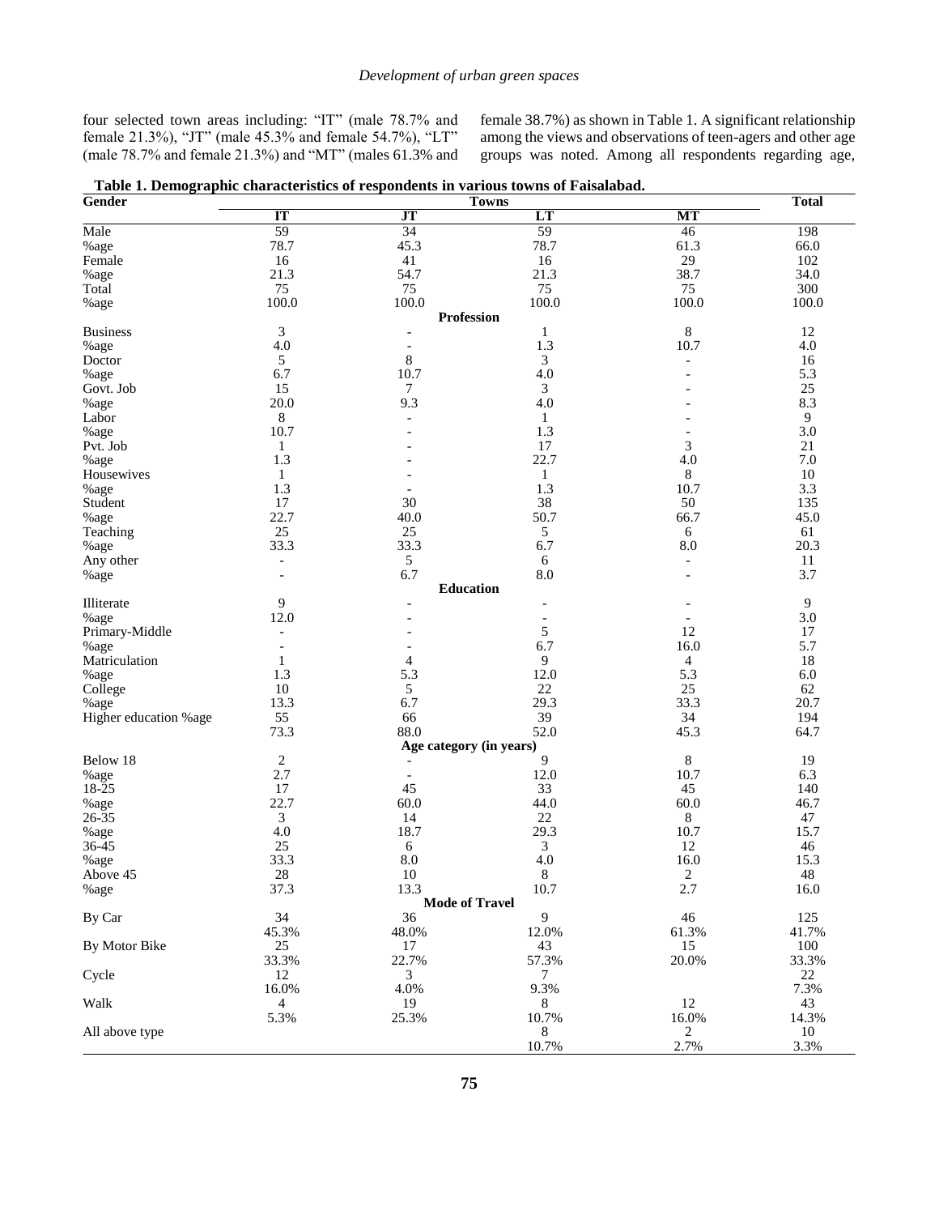four selected town areas including: "IT" (male 78.7% and female 21.3%), "JT" (male 45.3% and female 54.7%), "LT" (male 78.7% and female 21.3%) and "MT" (males 61.3% and female 38.7%) as shown in Table 1. A significant relationship among the views and observations of teen-agers and other age groups was noted. Among all respondents regarding age,

**Table 1. Demographic characteristics of respondents in various towns of Faisalabad.**

| Gender | Towns | | | | Total |
|---|---|---|---|---|---|
| | IT | JT | LT | MT | |
| Male | 59 | 34 | 59 | 46 | 198 |
| %age | 78.7 | 45.3 | 78.7 | 61.3 | 66.0 |
| Female | 16 | 41 | 16 | 29 | 102 |
| %age | 21.3 | 54.7 | 21.3 | 38.7 | 34.0 |
| Total | 75 | 75 | 75 | 75 | 300 |
| %age | 100.0 | 100.0 | 100.0 | 100.0 | 100.0 |
| **Profession** | | | | | |
| Business | 3 | - | 1 | 8 | 12 |
| %age | 4.0 | - | 1.3 | 10.7 | 4.0 |
| Doctor | 5 | 8 | 3 | - | 16 |
| %age | 6.7 | 10.7 | 4.0 | - | 5.3 |
| Govt. Job | 15 | 7 | 3 | - | 25 |
| %age | 20.0 | 9.3 | 4.0 | - | 8.3 |
| Labor | 8 | - | 1 | - | 9 |
| %age | 10.7 | - | 1.3 | - | 3.0 |
| Pvt. Job | 1 | - | 17 | 3 | 21 |
| %age | 1.3 | - | 22.7 | 4.0 | 7.0 |
| Housewives | 1 | - | 1 | 8 | 10 |
| %age | 1.3 | - | 1.3 | 10.7 | 3.3 |
| Student | 17 | 30 | 38 | 50 | 135 |
| %age | 22.7 | 40.0 | 50.7 | 66.7 | 45.0 |
| Teaching | 25 | 25 | 5 | 6 | 61 |
| %age | 33.3 | 33.3 | 6.7 | 8.0 | 20.3 |
| Any other | - | 5 | 6 | - | 11 |
| %age | - | 6.7 | 8.0 | - | 3.7 |
| **Education** | | | | | |
| Illiterate | 9 | - | - | - | 9 |
| %age | 12.0 | - | - | - | 3.0 |
| Primary-Middle | - | - | 5 | 12 | 17 |
| %age | - | - | 6.7 | 16.0 | 5.7 |
| Matriculation | 1 | 4 | 9 | 4 | 18 |
| %age | 1.3 | 5.3 | 12.0 | 5.3 | 6.0 |
| College | 10 | 5 | 22 | 25 | 62 |
| %age | 13.3 | 6.7 | 29.3 | 33.3 | 20.7 |
| Higher education %age | 55 | 66 | 39 | 34 | 194 |
| | 73.3 | 88.0 | 52.0 | 45.3 | 64.7 |
| **Age category (in years)** | | | | | |
| Below 18 | 2 | - | 9 | 8 | 19 |
| %age | 2.7 | - | 12.0 | 10.7 | 6.3 |
| 18-25 | 17 | 45 | 33 | 45 | 140 |
| %age | 22.7 | 60.0 | 44.0 | 60.0 | 46.7 |
| 26-35 | 3 | 14 | 22 | 8 | 47 |
| %age | 4.0 | 18.7 | 29.3 | 10.7 | 15.7 |
| 36-45 | 25 | 6 | 3 | 12 | 46 |
| %age | 33.3 | 8.0 | 4.0 | 16.0 | 15.3 |
| Above 45 | 28 | 10 | 8 | 2 | 48 |
| %age | 37.3 | 13.3 | 10.7 | 2.7 | 16.0 |
| **Mode of Travel** | | | | | |
| By Car | 34 | 36 | 9 | 46 | 125 |
| | 45.3% | 48.0% | 12.0% | 61.3% | 41.7% |
| By Motor Bike | 25 | 17 | 43 | 15 | 100 |
| | 33.3% | 22.7% | 57.3% | 20.0% | 33.3% |
| Cycle | 12 | 3 | 7 | | 22 |
| | 16.0% | 4.0% | 9.3% | | 7.3% |
| Walk | 4 | 19 | 8 | 12 | 43 |
| | 5.3% | 25.3% | 10.7% | 16.0% | 14.3% |
| All above type | | | 8 | 2 | 10 |
| | | | 10.7% | 2.7% | 3.3% |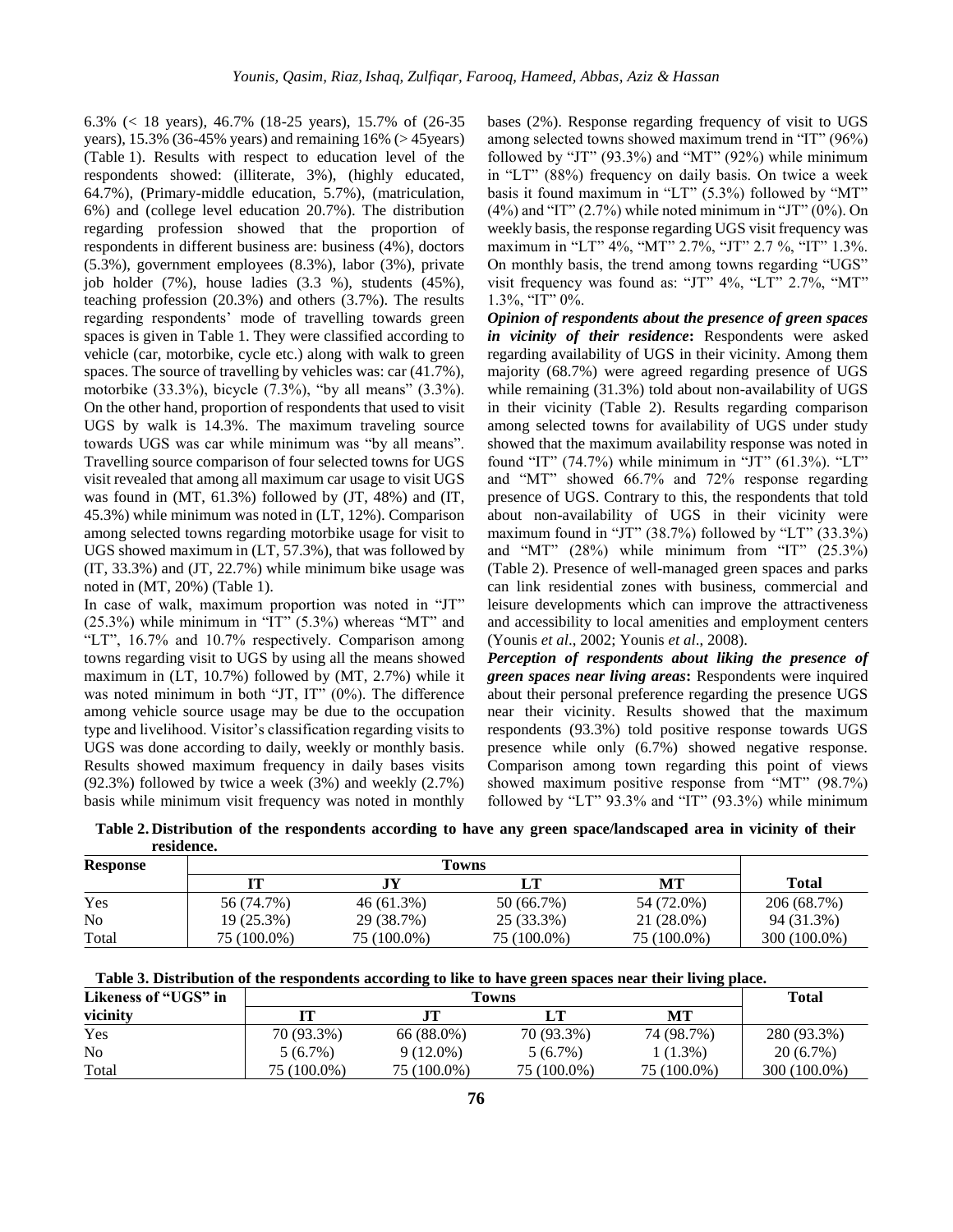6.3% (< 18 years), 46.7% (18-25 years), 15.7% of (26-35 years), 15.3% (36-45% years) and remaining 16% (> 45years) (Table 1). Results with respect to education level of the respondents showed: (illiterate, 3%), (highly educated, 64.7%), (Primary-middle education, 5.7%), (matriculation, 6%) and (college level education 20.7%). The distribution regarding profession showed that the proportion of respondents in different business are: business (4%), doctors (5.3%), government employees (8.3%), labor (3%), private job holder (7%), house ladies (3.3 %), students (45%), teaching profession (20.3%) and others (3.7%). The results regarding respondents' mode of travelling towards green spaces is given in Table 1. They were classified according to vehicle (car, motorbike, cycle etc.) along with walk to green spaces. The source of travelling by vehicles was: car (41.7%), motorbike (33.3%), bicycle (7.3%), "by all means" (3.3%). On the other hand, proportion of respondents that used to visit UGS by walk is 14.3%. The maximum traveling source towards UGS was car while minimum was "by all means". Travelling source comparison of four selected towns for UGS visit revealed that among all maximum car usage to visit UGS was found in (MT, 61.3%) followed by (JT, 48%) and (IT, 45.3%) while minimum was noted in (LT, 12%). Comparison among selected towns regarding motorbike usage for visit to UGS showed maximum in (LT, 57.3%), that was followed by (IT, 33.3%) and (JT, 22.7%) while minimum bike usage was noted in (MT, 20%) (Table 1).

In case of walk, maximum proportion was noted in "JT" (25.3%) while minimum in "IT" (5.3%) whereas "MT" and "LT", 16.7% and 10.7% respectively. Comparison among towns regarding visit to UGS by using all the means showed maximum in (LT, 10.7%) followed by (MT, 2.7%) while it was noted minimum in both "JT, IT" (0%). The difference among vehicle source usage may be due to the occupation type and livelihood. Visitor's classification regarding visits to UGS was done according to daily, weekly or monthly basis. Results showed maximum frequency in daily bases visits (92.3%) followed by twice a week (3%) and weekly (2.7%) basis while minimum visit frequency was noted in monthly bases (2%). Response regarding frequency of visit to UGS among selected towns showed maximum trend in "IT" (96%) followed by "JT" (93.3%) and "MT" (92%) while minimum in "LT" (88%) frequency on daily basis. On twice a week basis it found maximum in "LT" (5.3%) followed by "MT" (4%) and "IT" (2.7%) while noted minimum in "JT" (0%). On weekly basis, the response regarding UGS visit frequency was maximum in "LT" 4%, "MT" 2.7%, "JT" 2.7 %, "IT" 1.3%. On monthly basis, the trend among towns regarding "UGS" visit frequency was found as: "JT" 4%, "LT" 2.7%, "MT" 1.3%, "IT" 0%.

***Opinion of respondents about the presence of green spaces in vicinity of their residence*:** Respondents were asked regarding availability of UGS in their vicinity. Among them majority (68.7%) were agreed regarding presence of UGS while remaining (31.3%) told about non-availability of UGS in their vicinity (Table 2). Results regarding comparison among selected towns for availability of UGS under study showed that the maximum availability response was noted in found "IT" (74.7%) while minimum in "JT" (61.3%). "LT" and "MT" showed 66.7% and 72% response regarding presence of UGS. Contrary to this, the respondents that told about non-availability of UGS in their vicinity were maximum found in "JT" (38.7%) followed by "LT" (33.3%) and "MT" (28%) while minimum from "IT" (25.3%) (Table 2). Presence of well-managed green spaces and parks can link residential zones with business, commercial and leisure developments which can improve the attractiveness and accessibility to local amenities and employment centers (Younis *et al*., 2002; Younis *et al*., 2008).

***Perception of respondents about liking the presence of green spaces near living areas*:** Respondents were inquired about their personal preference regarding the presence UGS near their vicinity. Results showed that the maximum respondents (93.3%) told positive response towards UGS presence while only (6.7%) showed negative response. Comparison among town regarding this point of views showed maximum positive response from "MT" (98.7%) followed by "LT" 93.3% and "IT" (93.3%) while minimum

**Table 2. Distribution of the respondents according to have any green space/landscaped area in vicinity of their residence.**

| Response | Towns | | | | |
|---|---|---|---|---|---|
| | IT | JY | LT | MT | Total |
| Yes | 56 (74.7%) | 46 (61.3%) | 50 (66.7%) | 54 (72.0%) | 206 (68.7%) |
| No | 19 (25.3%) | 29 (38.7%) | 25 (33.3%) | 21 (28.0%) | 94 (31.3%) |
| Total | 75 (100.0%) | 75 (100.0%) | 75 (100.0%) | 75 (100.0%) | 300 (100.0%) |

**Table 3. Distribution of the respondents according to like to have green spaces near their living place.**

| Likeness of "UGS" in vicinity | Towns | | | | Total |
|---|---|---|---|---|---|
| | IT | JT | LT | MT | |
| Yes | 70 (93.3%) | 66 (88.0%) | 70 (93.3%) | 74 (98.7%) | 280 (93.3%) |
| No | 5 (6.7%) | 9 (12.0%) | 5 (6.7%) | 1 (1.3%) | 20 (6.7%) |
| Total | 75 (100.0%) | 75 (100.0%) | 75 (100.0%) | 75 (100.0%) | 300 (100.0%) |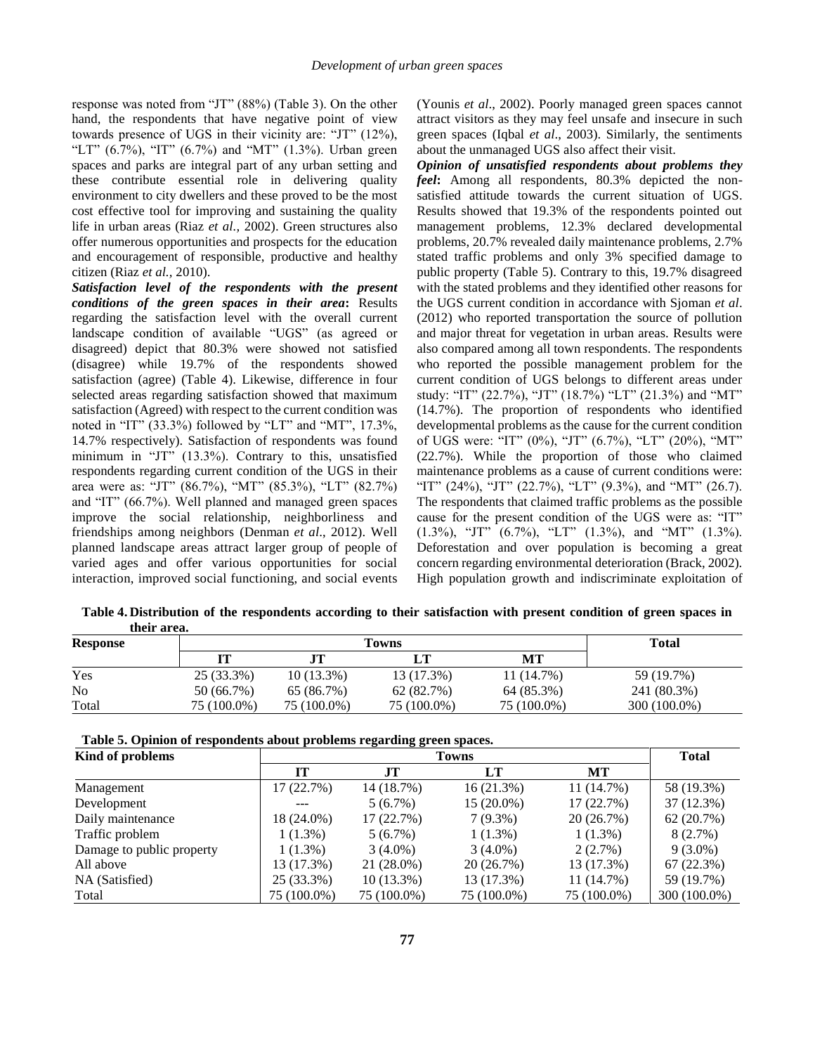response was noted from "JT" (88%) (Table 3). On the other hand, the respondents that have negative point of view towards presence of UGS in their vicinity are: "JT" (12%), "LT" (6.7%), "IT" (6.7%) and "MT" (1.3%). Urban green spaces and parks are integral part of any urban setting and these contribute essential role in delivering quality environment to city dwellers and these proved to be the most cost effective tool for improving and sustaining the quality life in urban areas (Riaz *et al.,* 2002). Green structures also offer numerous opportunities and prospects for the education and encouragement of responsible, productive and healthy citizen (Riaz *et al.,* 2010).

***Satisfaction level of the respondents with the present conditions of the green spaces in their area*:** Results regarding the satisfaction level with the overall current landscape condition of available "UGS" (as agreed or disagreed) depict that 80.3% were showed not satisfied (disagree) while 19.7% of the respondents showed satisfaction (agree) (Table 4). Likewise, difference in four selected areas regarding satisfaction showed that maximum satisfaction (Agreed) with respect to the current condition was noted in "IT" (33.3%) followed by "LT" and "MT", 17.3%, 14.7% respectively). Satisfaction of respondents was found minimum in "JT" (13.3%). Contrary to this, unsatisfied respondents regarding current condition of the UGS in their area were as: "JT" (86.7%), "MT" (85.3%), "LT" (82.7%) and "IT" (66.7%). Well planned and managed green spaces improve the social relationship, neighborliness and friendships among neighbors (Denman *et al*., 2012). Well planned landscape areas attract larger group of people of varied ages and offer various opportunities for social interaction, improved social functioning, and social events (Younis *et al*., 2002). Poorly managed green spaces cannot attract visitors as they may feel unsafe and insecure in such green spaces (Iqbal *et al*., 2003). Similarly, the sentiments about the unmanaged UGS also affect their visit.

***Opinion of unsatisfied respondents about problems they feel*:** Among all respondents, 80.3% depicted the non-satisfied attitude towards the current situation of UGS. Results showed that 19.3% of the respondents pointed out management problems, 12.3% declared developmental problems, 20.7% revealed daily maintenance problems, 2.7% stated traffic problems and only 3% specified damage to public property (Table 5). Contrary to this, 19.7% disagreed with the stated problems and they identified other reasons for the UGS current condition in accordance with Sjoman *et al*. (2012) who reported transportation the source of pollution and major threat for vegetation in urban areas. Results were also compared among all town respondents. The respondents who reported the possible management problem for the current condition of UGS belongs to different areas under study: "IT" (22.7%), "JT" (18.7%) "LT" (21.3%) and "MT" (14.7%). The proportion of respondents who identified developmental problems as the cause for the current condition of UGS were: "IT" (0%), "JT" (6.7%), "LT" (20%), "MT" (22.7%). While the proportion of those who claimed maintenance problems as a cause of current conditions were: "IT" (24%), "JT" (22.7%), "LT" (9.3%), and "MT" (26.7). The respondents that claimed traffic problems as the possible cause for the present condition of the UGS were as: "IT" (1.3%), "JT" (6.7%), "LT" (1.3%), and "MT" (1.3%). Deforestation and over population is becoming a great concern regarding environmental deterioration (Brack, 2002). High population growth and indiscriminate exploitation of

**Table 4. Distribution of the respondents according to their satisfaction with present condition of green spaces in their area.**

| Response | Towns | | | | Total |
|---|---|---|---|---|---|
| | IT | JT | LT | MT | |
| Yes | 25 (33.3%) | 10 (13.3%) | 13 (17.3%) | 11 (14.7%) | 59 (19.7%) |
| No | 50 (66.7%) | 65 (86.7%) | 62 (82.7%) | 64 (85.3%) | 241 (80.3%) |
| Total | 75 (100.0%) | 75 (100.0%) | 75 (100.0%) | 75 (100.0%) | 300 (100.0%) |

**Table 5. Opinion of respondents about problems regarding green spaces.**

| Kind of problems | Towns | | | | Total |
|---|---|---|---|---|---|
| | IT | JT | LT | MT | |
| Management | 17 (22.7%) | 14 (18.7%) | 16 (21.3%) | 11 (14.7%) | 58 (19.3%) |
| Development | --- | 5 (6.7%) | 15 (20.0%) | 17 (22.7%) | 37 (12.3%) |
| Daily maintenance | 18 (24.0%) | 17 (22.7%) | 7 (9.3%) | 20 (26.7%) | 62 (20.7%) |
| Traffic problem | 1 (1.3%) | 5 (6.7%) | 1 (1.3%) | 1 (1.3%) | 8 (2.7%) |
| Damage to public property | 1 (1.3%) | 3 (4.0%) | 3 (4.0%) | 2 (2.7%) | 9 (3.0%) |
| All above | 13 (17.3%) | 21 (28.0%) | 20 (26.7%) | 13 (17.3%) | 67 (22.3%) |
| NA (Satisfied) | 25 (33.3%) | 10 (13.3%) | 13 (17.3%) | 11 (14.7%) | 59 (19.7%) |
| Total | 75 (100.0%) | 75 (100.0%) | 75 (100.0%) | 75 (100.0%) | 300 (100.0%) |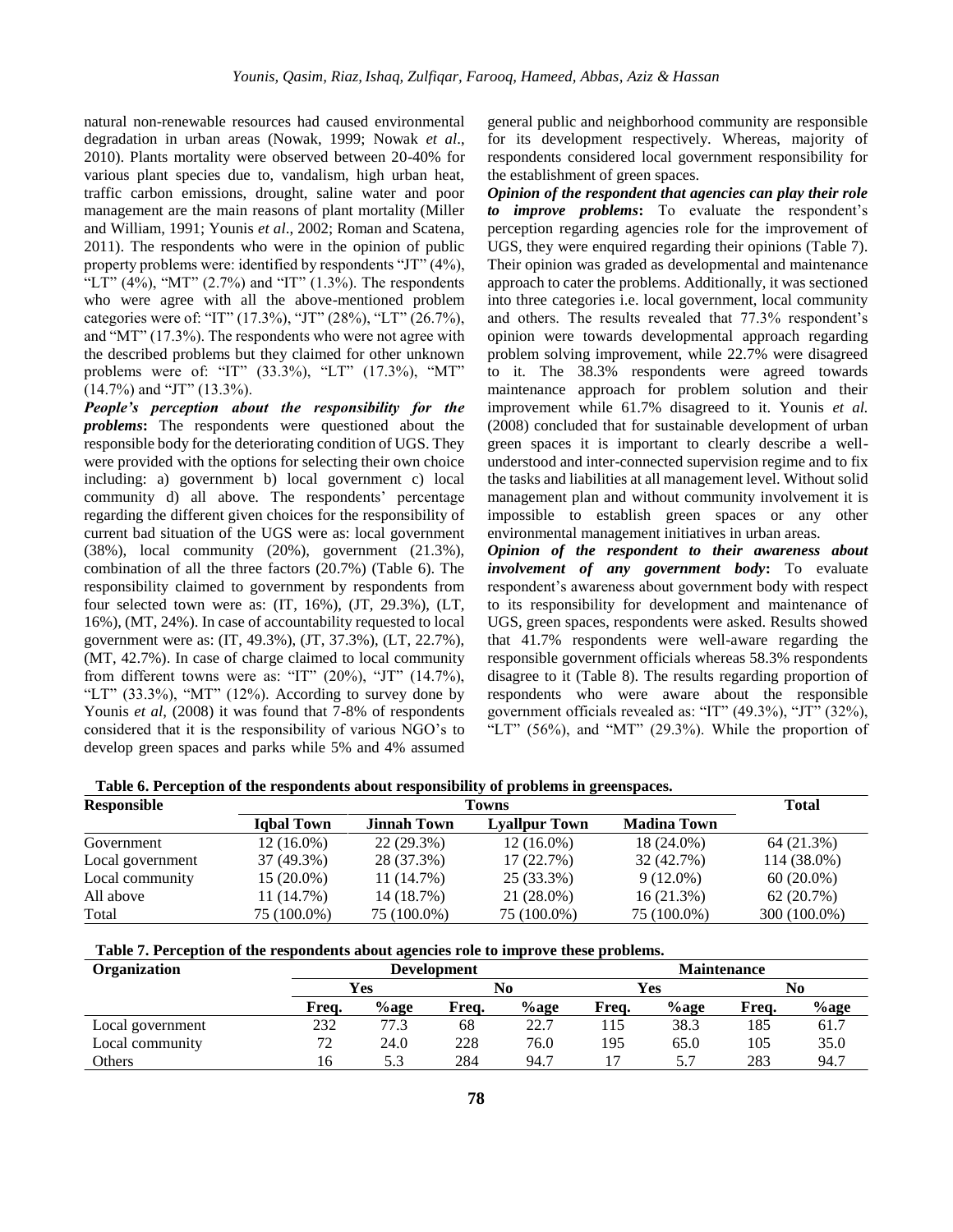natural non-renewable resources had caused environmental degradation in urban areas (Nowak, 1999; Nowak *et al*., 2010). Plants mortality were observed between 20-40% for various plant species due to, vandalism, high urban heat, traffic carbon emissions, drought, saline water and poor management are the main reasons of plant mortality (Miller and William, 1991; Younis *et al*., 2002; Roman and Scatena, 2011). The respondents who were in the opinion of public property problems were: identified by respondents "JT" (4%), "LT" (4%), "MT" (2.7%) and "IT" (1.3%). The respondents who were agree with all the above-mentioned problem categories were of: "IT" (17.3%), "JT" (28%), "LT" (26.7%), and "MT" (17.3%). The respondents who were not agree with the described problems but they claimed for other unknown problems were of: "IT" (33.3%), "LT" (17.3%), "MT" (14.7%) and "JT" (13.3%).

***People's perception about the responsibility for the problems*:** The respondents were questioned about the responsible body for the deteriorating condition of UGS. They were provided with the options for selecting their own choice including: a) government b) local government c) local community d) all above. The respondents' percentage regarding the different given choices for the responsibility of current bad situation of the UGS were as: local government (38%), local community (20%), government (21.3%), combination of all the three factors (20.7%) (Table 6). The responsibility claimed to government by respondents from four selected town were as: (IT, 16%), (JT, 29.3%), (LT, 16%), (MT, 24%). In case of accountability requested to local government were as: (IT, 49.3%), (JT, 37.3%), (LT, 22.7%), (MT, 42.7%). In case of charge claimed to local community from different towns were as: "IT" (20%), "JT" (14.7%), "LT" (33.3%), "MT" (12%). According to survey done by Younis *et al*, (2008) it was found that 7-8% of respondents considered that it is the responsibility of various NGO's to develop green spaces and parks while 5% and 4% assumed general public and neighborhood community are responsible for its development respectively. Whereas, majority of respondents considered local government responsibility for the establishment of green spaces.

***Opinion of the respondent that agencies can play their role to improve problems*:** To evaluate the respondent's perception regarding agencies role for the improvement of UGS, they were enquired regarding their opinions (Table 7). Their opinion was graded as developmental and maintenance approach to cater the problems. Additionally, it was sectioned into three categories i.e. local government, local community and others. The results revealed that 77.3% respondent's opinion were towards developmental approach regarding problem solving improvement, while 22.7% were disagreed to it. The 38.3% respondents were agreed towards maintenance approach for problem solution and their improvement while 61.7% disagreed to it. Younis *et al.* (2008) concluded that for sustainable development of urban green spaces it is important to clearly describe a well-understood and inter-connected supervision regime and to fix the tasks and liabilities at all management level. Without solid management plan and without community involvement it is impossible to establish green spaces or any other environmental management initiatives in urban areas.

***Opinion of the respondent to their awareness about involvement of any government body*:** To evaluate respondent's awareness about government body with respect to its responsibility for development and maintenance of UGS, green spaces, respondents were asked. Results showed that 41.7% respondents were well-aware regarding the responsible government officials whereas 58.3% respondents disagree to it (Table 8). The results regarding proportion of respondents who were aware about the responsible government officials revealed as: "IT" (49.3%), "JT" (32%), "LT" (56%), and "MT" (29.3%). While the proportion of

**Table 6. Perception of the respondents about responsibility of problems in greenspaces.**

| Responsible | Towns | | | | Total |
|---|---|---|---|---|---|
| | Iqbal Town | Jinnah Town | Lyallpur Town | Madina Town | |
| Government | 12 (16.0%) | 22 (29.3%) | 12 (16.0%) | 18 (24.0%) | 64 (21.3%) |
| Local government | 37 (49.3%) | 28 (37.3%) | 17 (22.7%) | 32 (42.7%) | 114 (38.0%) |
| Local community | 15 (20.0%) | 11 (14.7%) | 25 (33.3%) | 9 (12.0%) | 60 (20.0%) |
| All above | 11 (14.7%) | 14 (18.7%) | 21 (28.0%) | 16 (21.3%) | 62 (20.7%) |
| Total | 75 (100.0%) | 75 (100.0%) | 75 (100.0%) | 75 (100.0%) | 300 (100.0%) |

**Table 7. Perception of the respondents about agencies role to improve these problems.**

| Organization | Development | | | | Maintenance | | | |
|---|---|---|---|---|---|---|---|---|
| | Yes | | No | | Yes | | No | |
| | Freq. | %age | Freq. | %age | Freq. | %age | Freq. | %age |
| Local government | 232 | 77.3 | 68 | 22.7 | 115 | 38.3 | 185 | 61.7 |
| Local community | 72 | 24.0 | 228 | 76.0 | 195 | 65.0 | 105 | 35.0 |
| Others | 16 | 5.3 | 284 | 94.7 | 17 | 5.7 | 283 | 94.7 |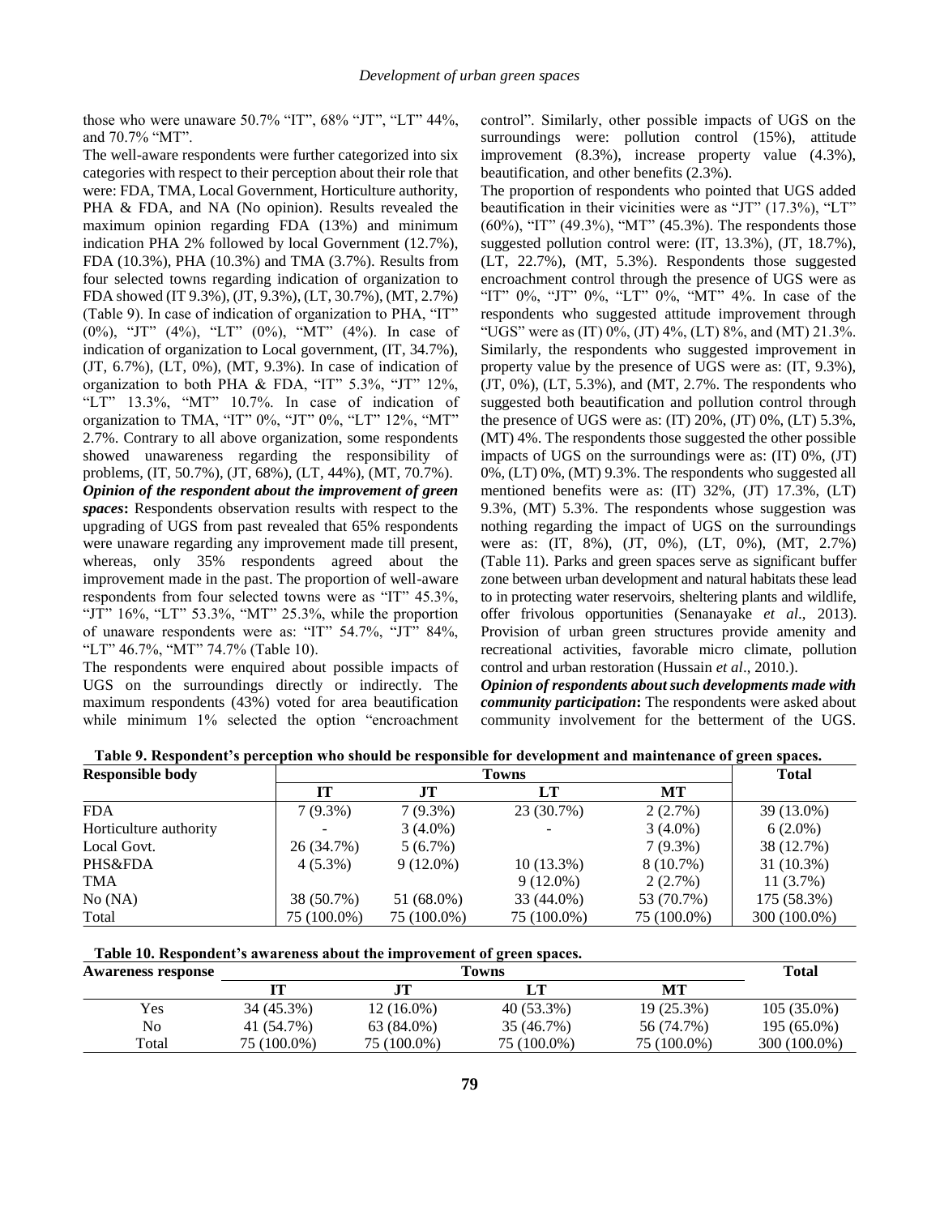those who were unaware 50.7% "IT", 68% "JT", "LT" 44%, and 70.7% "MT".

The well-aware respondents were further categorized into six categories with respect to their perception about their role that were: FDA, TMA, Local Government, Horticulture authority, PHA & FDA, and NA (No opinion). Results revealed the maximum opinion regarding FDA (13%) and minimum indication PHA 2% followed by local Government (12.7%), FDA (10.3%), PHA (10.3%) and TMA (3.7%). Results from four selected towns regarding indication of organization to FDA showed (IT 9.3%), (JT, 9.3%), (LT, 30.7%), (MT, 2.7%) (Table 9). In case of indication of organization to PHA, "IT" (0%), "JT" (4%), "LT" (0%), "MT" (4%). In case of indication of organization to Local government, (IT, 34.7%), (JT, 6.7%), (LT, 0%), (MT, 9.3%). In case of indication of organization to both PHA & FDA, "IT" 5.3%, "JT" 12%, "LT" 13.3%, "MT" 10.7%. In case of indication of organization to TMA, "IT" 0%, "JT" 0%, "LT" 12%, "MT" 2.7%. Contrary to all above organization, some respondents showed unawareness regarding the responsibility of problems, (IT, 50.7%), (JT, 68%), (LT, 44%), (MT, 70.7%).

***Opinion of the respondent about the improvement of green spaces*:** Respondents observation results with respect to the upgrading of UGS from past revealed that 65% respondents were unaware regarding any improvement made till present, whereas, only 35% respondents agreed about the improvement made in the past. The proportion of well-aware respondents from four selected towns were as "IT" 45.3%, "JT" 16%, "LT" 53.3%, "MT" 25.3%, while the proportion of unaware respondents were as: "IT" 54.7%, "JT" 84%, "LT" 46.7%, "MT" 74.7% (Table 10).

The respondents were enquired about possible impacts of UGS on the surroundings directly or indirectly. The maximum respondents (43%) voted for area beautification while minimum 1% selected the option "encroachment control". Similarly, other possible impacts of UGS on the surroundings were: pollution control (15%), attitude improvement (8.3%), increase property value (4.3%), beautification, and other benefits (2.3%).

The proportion of respondents who pointed that UGS added beautification in their vicinities were as "JT" (17.3%), "LT" (60%), "IT" (49.3%), "MT" (45.3%). The respondents those suggested pollution control were: (IT, 13.3%), (JT, 18.7%), (LT, 22.7%), (MT, 5.3%). Respondents those suggested encroachment control through the presence of UGS were as "IT" 0%, "JT" 0%, "LT" 0%, "MT" 4%. In case of the respondents who suggested attitude improvement through "UGS" were as (IT) 0%, (JT) 4%, (LT) 8%, and (MT) 21.3%. Similarly, the respondents who suggested improvement in property value by the presence of UGS were as: (IT, 9.3%), (JT, 0%), (LT, 5.3%), and (MT, 2.7%). The respondents who suggested both beautification and pollution control through the presence of UGS were as: (IT) 20%, (JT) 0%, (LT) 5.3%, (MT) 4%. The respondents those suggested the other possible impacts of UGS on the surroundings were as: (IT) 0%, (JT) 0%, (LT) 0%, (MT) 9.3%. The respondents who suggested all mentioned benefits were as: (IT) 32%, (JT) 17.3%, (LT) 9.3%, (MT) 5.3%. The respondents whose suggestion was nothing regarding the impact of UGS on the surroundings were as: (IT, 8%), (JT, 0%), (LT, 0%), (MT, 2.7%) (Table 11). Parks and green spaces serve as significant buffer zone between urban development and natural habitats these lead to in protecting water reservoirs, sheltering plants and wildlife, offer frivolous opportunities (Senanayake *et al*., 2013). Provision of urban green structures provide amenity and recreational activities, favorable micro climate, pollution control and urban restoration (Hussain *et al*., 2010.).

***Opinion of respondents about such developments made with community participation*:** The respondents were asked about community involvement for the betterment of the UGS.

**Table 9. Respondent's perception who should be responsible for development and maintenance of green spaces.**

| Responsible body | Towns | | | | Total |
|---|---|---|---|---|---|
| | IT | JT | LT | MT | |
| FDA | 7 (9.3%) | 7 (9.3%) | 23 (30.7%) | 2 (2.7%) | 39 (13.0%) |
| Horticulture authority | - | 3 (4.0%) | - | 3 (4.0%) | 6 (2.0%) |
| Local Govt. | 26 (34.7%) | 5 (6.7%) | | 7 (9.3%) | 38 (12.7%) |
| PHS&FDA | 4 (5.3%) | 9 (12.0%) | 10 (13.3%) | 8 (10.7%) | 31 (10.3%) |
| TMA | | | 9 (12.0%) | 2 (2.7%) | 11 (3.7%) |
| No (NA) | 38 (50.7%) | 51 (68.0%) | 33 (44.0%) | 53 (70.7%) | 175 (58.3%) |
| Total | 75 (100.0%) | 75 (100.0%) | 75 (100.0%) | 75 (100.0%) | 300 (100.0%) |

**Table 10. Respondent's awareness about the improvement of green spaces.**

| Awareness response | Towns | | | | Total |
|---|---|---|---|---|---|
| | IT | JT | LT | MT | |
| Yes | 34 (45.3%) | 12 (16.0%) | 40 (53.3%) | 19 (25.3%) | 105 (35.0%) |
| No | 41 (54.7%) | 63 (84.0%) | 35 (46.7%) | 56 (74.7%) | 195 (65.0%) |
| Total | 75 (100.0%) | 75 (100.0%) | 75 (100.0%) | 75 (100.0%) | 300 (100.0%) |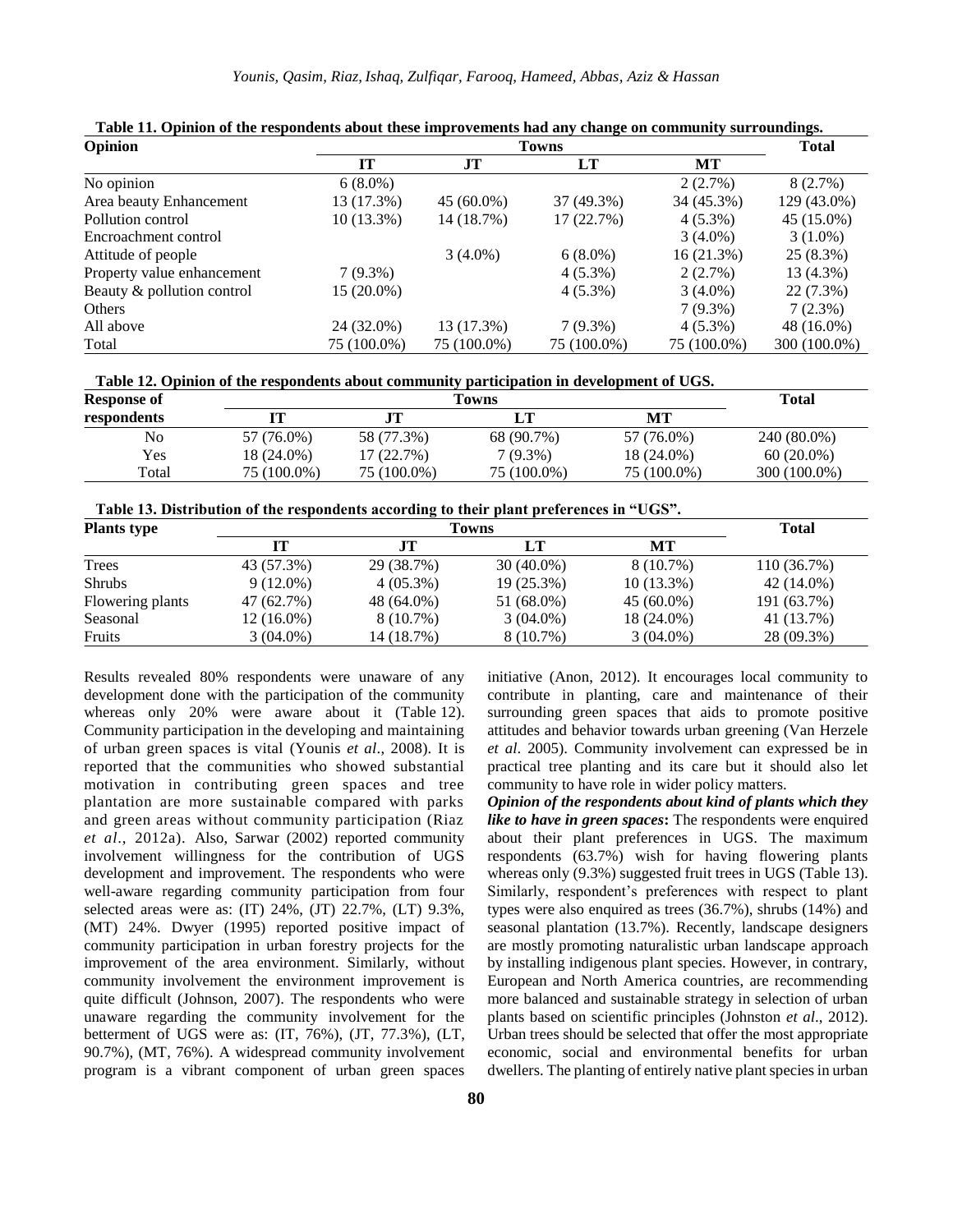**Table 11. Opinion of the respondents about these improvements had any change on community surroundings.**

| Opinion | Towns | | | | Total |
|---|---|---|---|---|---|
| | IT | JT | LT | MT | |
| No opinion | 6 (8.0%) | | | 2 (2.7%) | 8 (2.7%) |
| Area beauty Enhancement | 13 (17.3%) | 45 (60.0%) | 37 (49.3%) | 34 (45.3%) | 129 (43.0%) |
| Pollution control | 10 (13.3%) | 14 (18.7%) | 17 (22.7%) | 4 (5.3%) | 45 (15.0%) |
| Encroachment control | | | | 3 (4.0%) | 3 (1.0%) |
| Attitude of people | | 3 (4.0%) | 6 (8.0%) | 16 (21.3%) | 25 (8.3%) |
| Property value enhancement | 7 (9.3%) | | 4 (5.3%) | 2 (2.7%) | 13 (4.3%) |
| Beauty & pollution control | 15 (20.0%) | | 4 (5.3%) | 3 (4.0%) | 22 (7.3%) |
| Others | | | | 7 (9.3%) | 7 (2.3%) |
| All above | 24 (32.0%) | 13 (17.3%) | 7 (9.3%) | 4 (5.3%) | 48 (16.0%) |
| Total | 75 (100.0%) | 75 (100.0%) | 75 (100.0%) | 75 (100.0%) | 300 (100.0%) |

**Table 12. Opinion of the respondents about community participation in development of UGS.**

| Response of respondents | Towns | | | | Total |
|---|---|---|---|---|---|
| | IT | JT | LT | MT | |
| No | 57 (76.0%) | 58 (77.3%) | 68 (90.7%) | 57 (76.0%) | 240 (80.0%) |
| Yes | 18 (24.0%) | 17 (22.7%) | 7 (9.3%) | 18 (24.0%) | 60 (20.0%) |
| Total | 75 (100.0%) | 75 (100.0%) | 75 (100.0%) | 75 (100.0%) | 300 (100.0%) |

**Table 13. Distribution of the respondents according to their plant preferences in "UGS".**

| Plants type | Towns | | | | Total |
|---|---|---|---|---|---|
| | IT | JT | LT | MT | |
| Trees | 43 (57.3%) | 29 (38.7%) | 30 (40.0%) | 8 (10.7%) | 110 (36.7%) |
| Shrubs | 9 (12.0%) | 4 (05.3%) | 19 (25.3%) | 10 (13.3%) | 42 (14.0%) |
| Flowering plants | 47 (62.7%) | 48 (64.0%) | 51 (68.0%) | 45 (60.0%) | 191 (63.7%) |
| Seasonal | 12 (16.0%) | 8 (10.7%) | 3 (04.0%) | 18 (24.0%) | 41 (13.7%) |
| Fruits | 3 (04.0%) | 14 (18.7%) | 8 (10.7%) | 3 (04.0%) | 28 (09.3%) |

Results revealed 80% respondents were unaware of any development done with the participation of the community whereas only 20% were aware about it (Table 12). Community participation in the developing and maintaining of urban green spaces is vital (Younis *et al*., 2008). It is reported that the communities who showed substantial motivation in contributing green spaces and tree plantation are more sustainable compared with parks and green areas without community participation (Riaz *et al*., 2012a). Also, Sarwar (2002) reported community involvement willingness for the contribution of UGS development and improvement. The respondents who were well-aware regarding community participation from four selected areas were as: (IT) 24%, (JT) 22.7%, (LT) 9.3%, (MT) 24%. Dwyer (1995) reported positive impact of community participation in urban forestry projects for the improvement of the area environment. Similarly, without community involvement the environment improvement is quite difficult (Johnson, 2007). The respondents who were unaware regarding the community involvement for the betterment of UGS were as: (IT, 76%), (JT, 77.3%), (LT, 90.7%), (MT, 76%). A widespread community involvement program is a vibrant component of urban green spaces initiative (Anon, 2012). It encourages local community to contribute in planting, care and maintenance of their surrounding green spaces that aids to promote positive attitudes and behavior towards urban greening (Van Herzele *et al*. 2005). Community involvement can expressed be in practical tree planting and its care but it should also let community to have role in wider policy matters.

***Opinion of the respondents about kind of plants which they like to have in green spaces*:** The respondents were enquired about their plant preferences in UGS. The maximum respondents (63.7%) wish for having flowering plants whereas only (9.3%) suggested fruit trees in UGS (Table 13). Similarly, respondent's preferences with respect to plant types were also enquired as trees (36.7%), shrubs (14%) and seasonal plantation (13.7%). Recently, landscape designers are mostly promoting naturalistic urban landscape approach by installing indigenous plant species. However, in contrary, European and North America countries, are recommending more balanced and sustainable strategy in selection of urban plants based on scientific principles (Johnston *et al*., 2012). Urban trees should be selected that offer the most appropriate economic, social and environmental benefits for urban dwellers. The planting of entirely native plant species in urban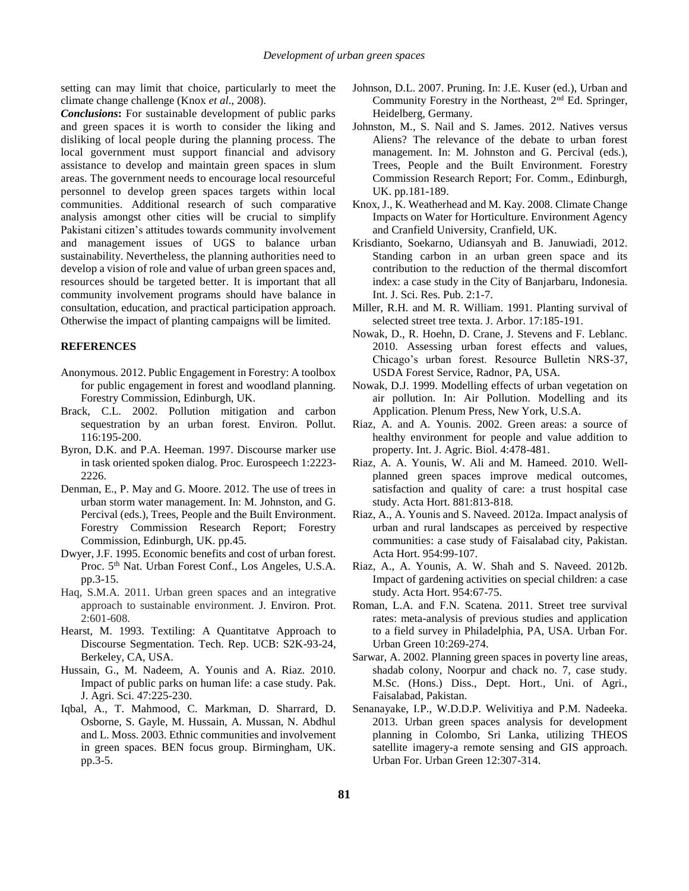setting can may limit that choice, particularly to meet the climate change challenge (Knox *et al*., 2008).

***Conclusions*****:** For sustainable development of public parks and green spaces it is worth to consider the liking and disliking of local people during the planning process. The local government must support financial and advisory assistance to develop and maintain green spaces in slum areas. The government needs to encourage local resourceful personnel to develop green spaces targets within local communities. Additional research of such comparative analysis amongst other cities will be crucial to simplify Pakistani citizen's attitudes towards community involvement and management issues of UGS to balance urban sustainability. Nevertheless, the planning authorities need to develop a vision of role and value of urban green spaces and, resources should be targeted better. It is important that all community involvement programs should have balance in consultation, education, and practical participation approach. Otherwise the impact of planting campaigns will be limited.

## REFERENCES

Anonymous. 2012. Public Engagement in Forestry: A toolbox for public engagement in forest and woodland planning. Forestry Commission, Edinburgh, UK.

Brack, C.L. 2002. Pollution mitigation and carbon sequestration by an urban forest. Environ. Pollut. 116:195-200.

Byron, D.K. and P.A. Heeman. 1997. Discourse marker use in task oriented spoken dialog. Proc. Eurospeech 1:2223-2226.

Denman, E., P. May and G. Moore. 2012. The use of trees in urban storm water management. In: M. Johnston, and G. Percival (eds.), Trees, People and the Built Environment. Forestry Commission Research Report; Forestry Commission, Edinburgh, UK. pp.45.

Dwyer, J.F. 1995. Economic benefits and cost of urban forest. Proc. 5th Nat. Urban Forest Conf., Los Angeles, U.S.A. pp.3-15.

Haq, S.M.A. 2011. Urban green spaces and an integrative approach to sustainable environment. J. Environ. Prot. 2:601-608.

Hearst, M. 1993. Textiling: A Quantitatve Approach to Discourse Segmentation. Tech. Rep. UCB: S2K-93-24, Berkeley, CA, USA.

Hussain, G., M. Nadeem, A. Younis and A. Riaz. 2010. Impact of public parks on human life: a case study. Pak. J. Agri. Sci. 47:225-230.

Iqbal, A., T. Mahmood, C. Markman, D. Sharrard, D. Osborne, S. Gayle, M. Hussain, A. Mussan, N. Abdhul and L. Moss. 2003. Ethnic communities and involvement in green spaces. BEN focus group. Birmingham, UK. pp.3-5.

Johnson, D.L. 2007. Pruning. In: J.E. Kuser (ed.), Urban and Community Forestry in the Northeast, 2nd Ed. Springer, Heidelberg, Germany.

Johnston, M., S. Nail and S. James. 2012. Natives versus Aliens? The relevance of the debate to urban forest management. In: M. Johnston and G. Percival (eds.), Trees, People and the Built Environment. Forestry Commission Research Report; For. Comm., Edinburgh, UK. pp.181-189.

Knox, J., K. Weatherhead and M. Kay. 2008. Climate Change Impacts on Water for Horticulture. Environment Agency and Cranfield University, Cranfield, UK.

Krisdianto, Soekarno, Udiansyah and B. Januwiadi, 2012. Standing carbon in an urban green space and its contribution to the reduction of the thermal discomfort index: a case study in the City of Banjarbaru, Indonesia. Int. J. Sci. Res. Pub. 2:1-7.

Miller, R.H. and M. R. William. 1991. Planting survival of selected street tree texta. J. Arbor. 17:185-191.

Nowak, D., R. Hoehn, D. Crane, J. Stevens and F. Leblanc. 2010. Assessing urban forest effects and values, Chicago's urban forest. Resource Bulletin NRS-37, USDA Forest Service, Radnor, PA, USA.

Nowak, D.J. 1999. Modelling effects of urban vegetation on air pollution. In: Air Pollution. Modelling and its Application. Plenum Press, New York, U.S.A.

Riaz, A. and A. Younis. 2002. Green areas: a source of healthy environment for people and value addition to property. Int. J. Agric. Biol. 4:478-481.

Riaz, A. A. Younis, W. Ali and M. Hameed. 2010. Well-planned green spaces improve medical outcomes, satisfaction and quality of care: a trust hospital case study. Acta Hort. 881:813-818.

Riaz, A., A. Younis and S. Naveed. 2012a. Impact analysis of urban and rural landscapes as perceived by respective communities: a case study of Faisalabad city, Pakistan. Acta Hort. 954:99-107.

Riaz, A., A. Younis, A. W. Shah and S. Naveed. 2012b. Impact of gardening activities on special children: a case study. Acta Hort. 954:67-75.

Roman, L.A. and F.N. Scatena. 2011. Street tree survival rates: meta-analysis of previous studies and application to a field survey in Philadelphia, PA, USA. Urban For. Urban Green 10:269-274.

Sarwar, A. 2002. Planning green spaces in poverty line areas, shadab colony, Noorpur and chack no. 7, case study. M.Sc. (Hons.) Diss., Dept. Hort., Uni. of Agri., Faisalabad, Pakistan.

Senanayake, I.P., W.D.D.P. Welivitiya and P.M. Nadeeka. 2013. Urban green spaces analysis for development planning in Colombo, Sri Lanka, utilizing THEOS satellite imagery-a remote sensing and GIS approach. Urban For. Urban Green 12:307-314.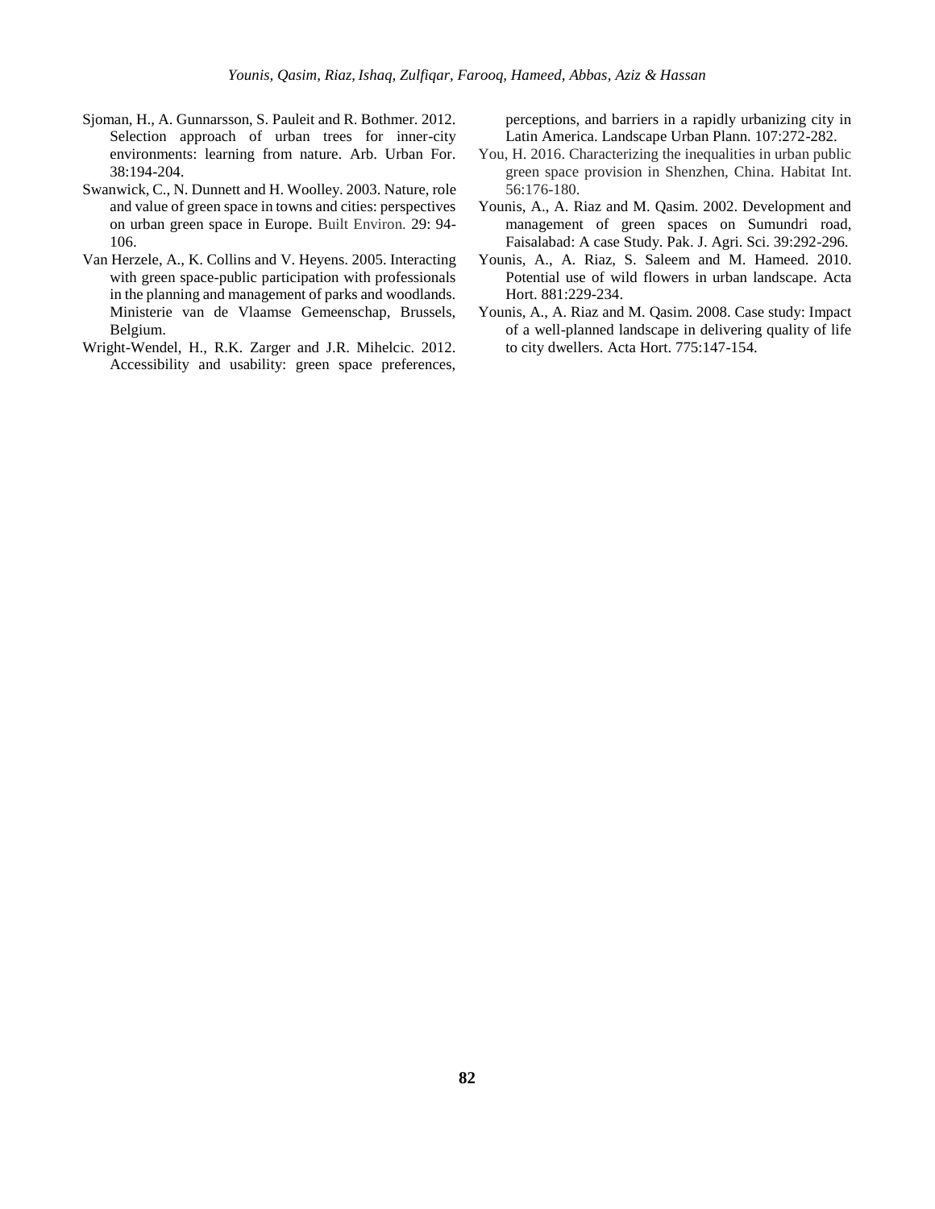Sjoman, H., A. Gunnarsson, S. Pauleit and R. Bothmer. 2012. Selection approach of urban trees for inner-city environments: learning from nature. Arb. Urban For. 38:194-204.

Swanwick, C., N. Dunnett and H. Woolley. 2003. Nature, role and value of green space in towns and cities: perspectives on urban green space in Europe. Built Environ. 29: 94-106.

Van Herzele, A., K. Collins and V. Heyens. 2005. Interacting with green space-public participation with professionals in the planning and management of parks and woodlands. Ministerie van de Vlaamse Gemeenschap, Brussels, Belgium.

Wright-Wendel, H., R.K. Zarger and J.R. Mihelcic. 2012. Accessibility and usability: green space preferences, perceptions, and barriers in a rapidly urbanizing city in Latin America. Landscape Urban Plann. 107:272-282.

You, H. 2016. Characterizing the inequalities in urban public green space provision in Shenzhen, China. Habitat Int. 56:176-180.

Younis, A., A. Riaz and M. Qasim. 2002. Development and management of green spaces on Sumundri road, Faisalabad: A case Study. Pak. J. Agri. Sci. 39:292-296.

Younis, A., A. Riaz, S. Saleem and M. Hameed. 2010. Potential use of wild flowers in urban landscape. Acta Hort. 881:229-234.

Younis, A., A. Riaz and M. Qasim. 2008. Case study: Impact of a well-planned landscape in delivering quality of life to city dwellers. Acta Hort. 775:147-154.